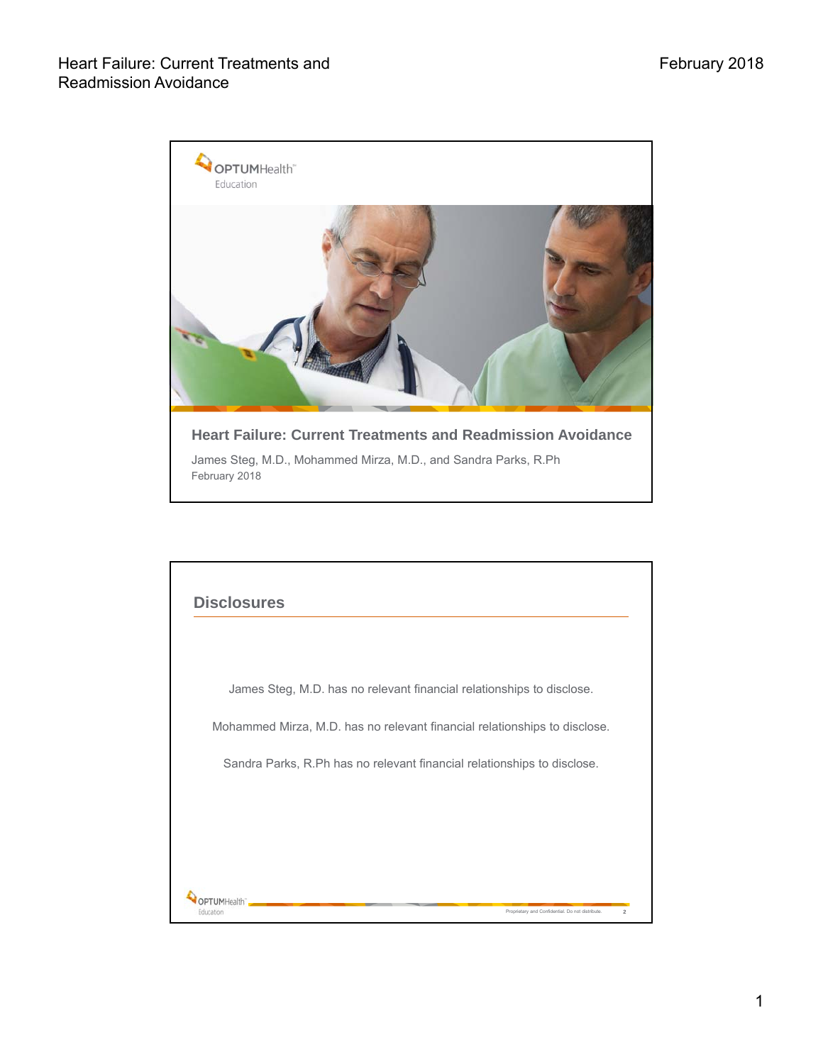# Heart Failure: Current Treatments and Readmission Avoidance

James Steg, M.D., Mohammed Mirza, M.D., and Sandra Parks, R.Ph

February 2018

## Disclosures

James Steg, M.D. has no relevant financial relationships to disclose.

Mohammed Mirza, M.D. has no relevant financial relationships to disclose.

Sandra Parks, R.Ph has no relevant financial relationships to disclose.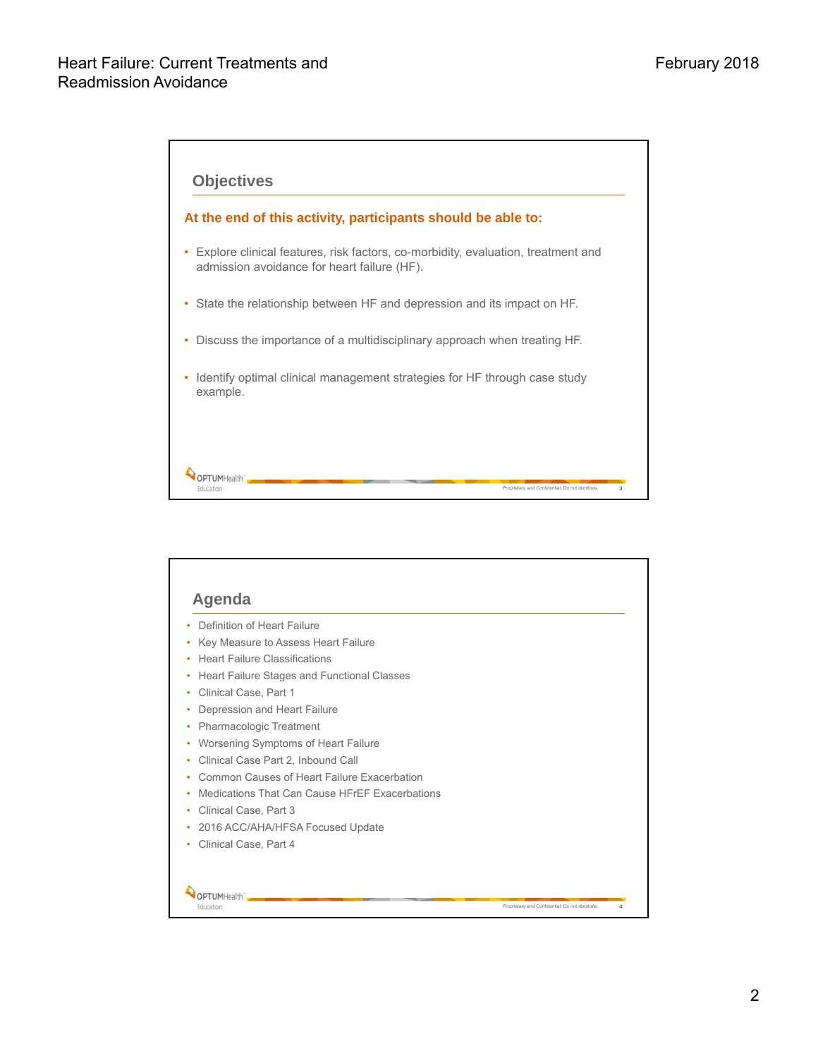## Objectives

**At the end of this activity, participants should be able to:**

- Explore clinical features, risk factors, co-morbidity, evaluation, treatment and admission avoidance for heart failure (HF).
- State the relationship between HF and depression and its impact on HF.
- Discuss the importance of a multidisciplinary approach when treating HF.
- Identify optimal clinical management strategies for HF through case study example.

## Agenda

- Definition of Heart Failure
- Key Measure to Assess Heart Failure
- Heart Failure Classifications
- Heart Failure Stages and Functional Classes
- Clinical Case, Part 1
- Depression and Heart Failure
- Pharmacologic Treatment
- Worsening Symptoms of Heart Failure
- Clinical Case Part 2, Inbound Call
- Common Causes of Heart Failure Exacerbation
- Medications That Can Cause HFrEF Exacerbations
- Clinical Case, Part 3
- 2016 ACC/AHA/HFSA Focused Update
- Clinical Case, Part 4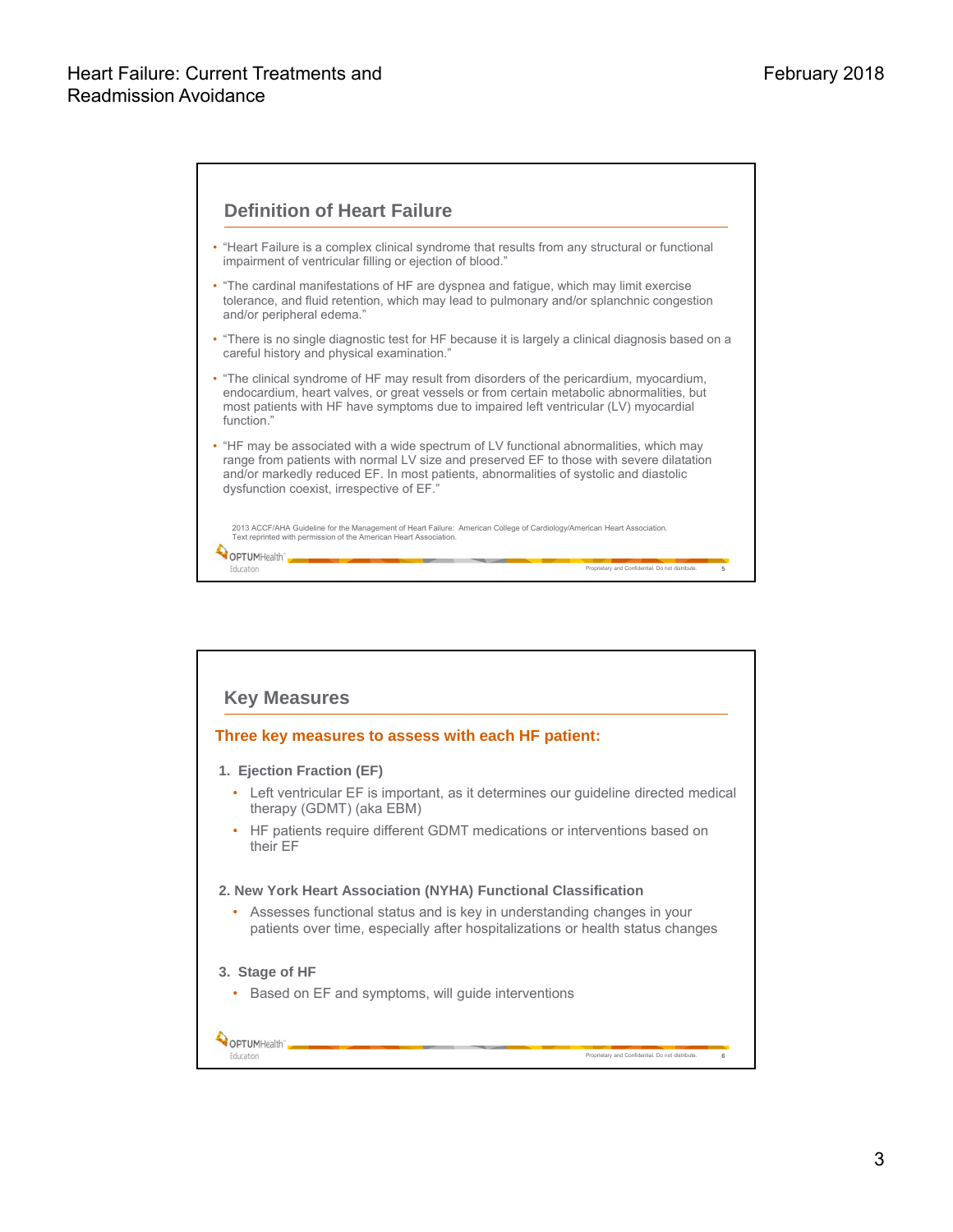## Definition of Heart Failure

- "Heart Failure is a complex clinical syndrome that results from any structural or functional impairment of ventricular filling or ejection of blood."
- "The cardinal manifestations of HF are dyspnea and fatigue, which may limit exercise tolerance, and fluid retention, which may lead to pulmonary and/or splanchnic congestion and/or peripheral edema."
- "There is no single diagnostic test for HF because it is largely a clinical diagnosis based on a careful history and physical examination."
- "The clinical syndrome of HF may result from disorders of the pericardium, myocardium, endocardium, heart valves, or great vessels or from certain metabolic abnormalities, but most patients with HF have symptoms due to impaired left ventricular (LV) myocardial function."
- "HF may be associated with a wide spectrum of LV functional abnormalities, which may range from patients with normal LV size and preserved EF to those with severe dilatation and/or markedly reduced EF. In most patients, abnormalities of systolic and diastolic dysfunction coexist, irrespective of EF."

2013 ACCF/AHA Guideline for the Management of Heart Failure: American College of Cardiology/American Heart Association.
Text reprinted with permission of the American Heart Association.

## Key Measures

**Three key measures to assess with each HF patient:**

1. **Ejection Fraction (EF)**
   - Left ventricular EF is important, as it determines our guideline directed medical therapy (GDMT) (aka EBM)
   - HF patients require different GDMT medications or interventions based on their EF

2. **New York Heart Association (NYHA) Functional Classification**
   - Assesses functional status and is key in understanding changes in your patients over time, especially after hospitalizations or health status changes

3. **Stage of HF**
   - Based on EF and symptoms, will guide interventions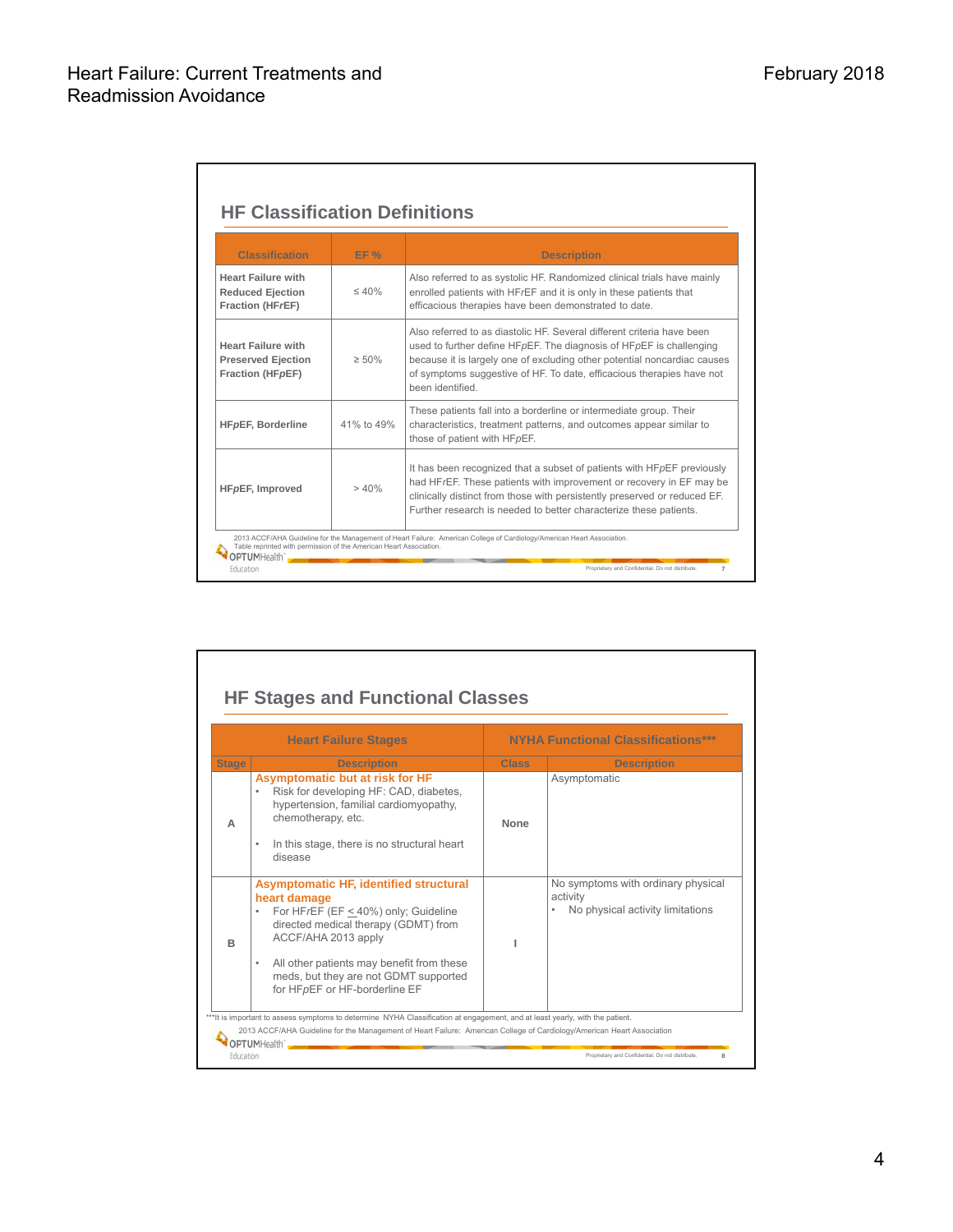## HF Classification Definitions

| Classification | EF % | Description |
|---|---|---|
| **Heart Failure with Reduced Ejection Fraction (HF*r*EF)** | ≤ 40% | Also referred to as systolic HF. Randomized clinical trials have mainly enrolled patients with HF*r*EF and it is only in these patients that efficacious therapies have been demonstrated to date. |
| **Heart Failure with Preserved Ejection Fraction (HF*p*EF)** | ≥ 50% | Also referred to as diastolic HF. Several different criteria have been used to further define HF*p*EF. The diagnosis of HF*p*EF is challenging because it is largely one of excluding other potential noncardiac causes of symptoms suggestive of HF. To date, efficacious therapies have not been identified. |
| **HF*p*EF, Borderline** | 41% to 49% | These patients fall into a borderline or intermediate group. Their characteristics, treatment patterns, and outcomes appear similar to those of patient with HF*p*EF. |
| **HF*p*EF, Improved** | > 40% | It has been recognized that a subset of patients with HF*p*EF previously had HF*r*EF. These patients with improvement or recovery in EF may be clinically distinct from those with persistently preserved or reduced EF. Further research is needed to better characterize these patients. |

2013 ACCF/AHA Guideline for the Management of Heart Failure: American College of Cardiology/American Heart Association.
Table reprinted with permission of the American Heart Association.

## HF Stages and Functional Classes

| Heart Failure Stages | | NYHA Functional Classifications*** | |
|---|---|---|---|
| **Stage** | **Description** | **Class** | **Description** |
| A | **Asymptomatic but at risk for HF**<br>• Risk for developing HF: CAD, diabetes, hypertension, familial cardiomyopathy, chemotherapy, etc.<br>• In this stage, there is no structural heart disease | **None** | Asymptomatic |
| B | **Asymptomatic HF, identified structural heart damage**<br>• For HFrEF (EF ≤ 40%) only; Guideline directed medical therapy (GDMT) from ACCF/AHA 2013 apply<br>• All other patients may benefit from these meds, but they are not GDMT supported for HF*p*EF or HF-borderline EF | I | No symptoms with ordinary physical activity<br>• No physical activity limitations |

***It is important to assess symptoms to determine NYHA Classification at engagement, and at least yearly, with the patient.

2013 ACCF/AHA Guideline for the Management of Heart Failure: American College of Cardiology/American Heart Association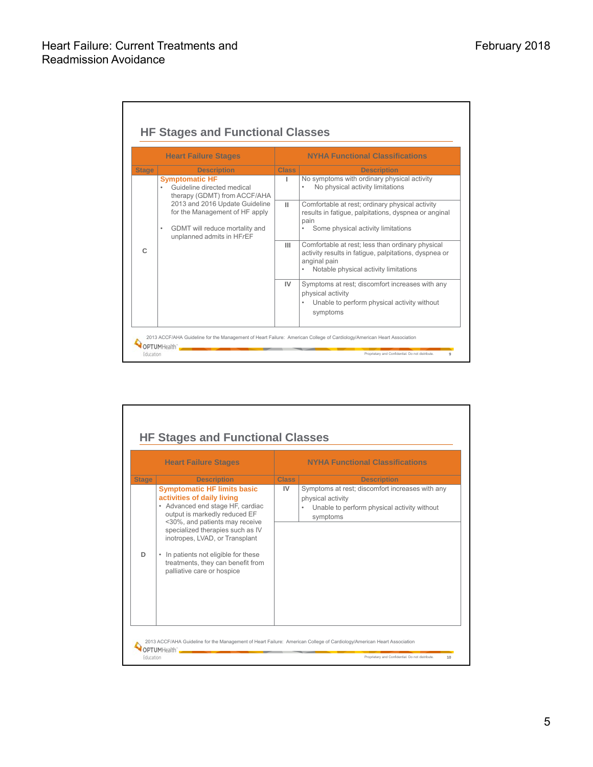## HF Stages and Functional Classes

| Heart Failure Stages | | NYHA Functional Classifications | |
|---|---|---|---|
| **Stage** | **Description** | **Class** | **Description** |
| C | **Symptomatic HF**<br>• Guideline directed medical therapy (GDMT) from ACCF/AHA 2013 and 2016 Update Guideline for the Management of HF apply<br>• GDMT will reduce mortality and unplanned admits in HF*r*EF | I | No symptoms with ordinary physical activity<br>• No physical activity limitations |
| | | II | Comfortable at rest; ordinary physical activity results in fatigue, palpitations, dyspnea or anginal pain<br>• Some physical activity limitations |
| | | III | Comfortable at rest; less than ordinary physical activity results in fatigue, palpitations, dyspnea or anginal pain<br>• Notable physical activity limitations |
| | | IV | Symptoms at rest; discomfort increases with any physical activity<br>• Unable to perform physical activity without symptoms |

2013 ACCF/AHA Guideline for the Management of Heart Failure: American College of Cardiology/American Heart Association

## HF Stages and Functional Classes

| Heart Failure Stages | | NYHA Functional Classifications | |
|---|---|---|---|
| **Stage** | **Description** | **Class** | **Description** |
| D | **Symptomatic HF limits basic activities of daily living**<br>• Advanced end stage HF, cardiac output is markedly reduced EF <30%, and patients may receive specialized therapies such as IV inotropes, LVAD, or Transplant<br>• In patients not eligible for these treatments, they can benefit from palliative care or hospice | IV | Symptoms at rest; discomfort increases with any physical activity<br>• Unable to perform physical activity without symptoms |

2013 ACCF/AHA Guideline for the Management of Heart Failure: American College of Cardiology/American Heart Association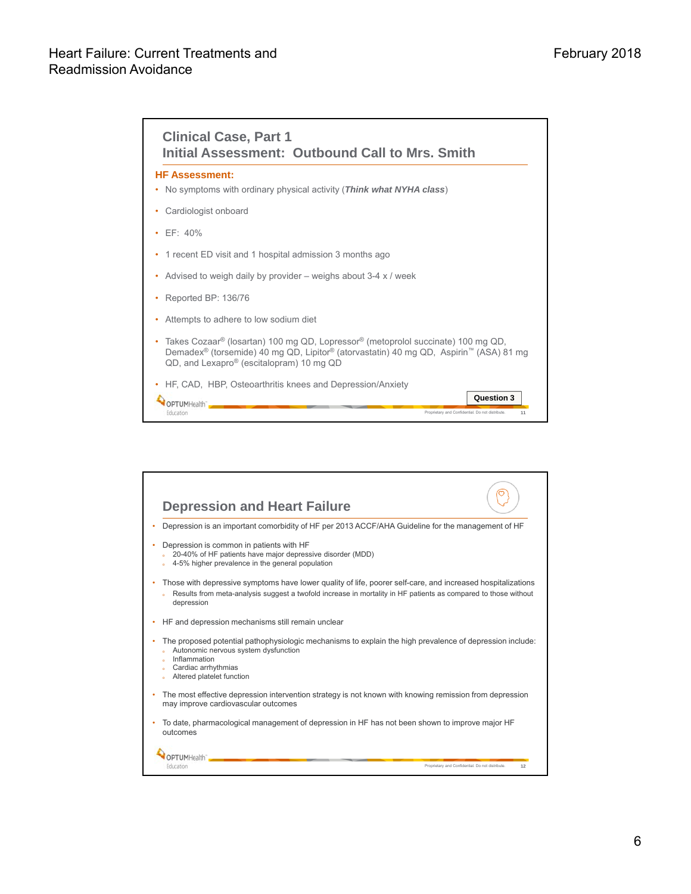## Clinical Case, Part 1
## Initial Assessment: Outbound Call to Mrs. Smith

**HF Assessment:**

- No symptoms with ordinary physical activity (***Think what NYHA class***)
- Cardiologist onboard
- EF: 40%
- 1 recent ED visit and 1 hospital admission 3 months ago
- Advised to weigh daily by provider – weighs about 3-4 x / week
- Reported BP: 136/76
- Attempts to adhere to low sodium diet
- Takes Cozaar® (losartan) 100 mg QD, Lopressor® (metoprolol succinate) 100 mg QD, Demadex® (torsemide) 40 mg QD, Lipitor® (atorvastatin) 40 mg QD, Aspirin™ (ASA) 81 mg QD, and Lexapro® (escitalopram) 10 mg QD
- HF, CAD, HBP, Osteoarthritis knees and Depression/Anxiety

**Question 3**

## Depression and Heart Failure

- Depression is an important comorbidity of HF per 2013 ACCF/AHA Guideline for the management of HF
- Depression is common in patients with HF
  - 20-40% of HF patients have major depressive disorder (MDD)
  - 4-5% higher prevalence in the general population
- Those with depressive symptoms have lower quality of life, poorer self-care, and increased hospitalizations
  - Results from meta-analysis suggest a twofold increase in mortality in HF patients as compared to those without depression
- HF and depression mechanisms still remain unclear
- The proposed potential pathophysiologic mechanisms to explain the high prevalence of depression include:
  - Autonomic nervous system dysfunction
  - Inflammation
  - Cardiac arrhythmias
  - Altered platelet function
- The most effective depression intervention strategy is not known with knowing remission from depression may improve cardiovascular outcomes
- To date, pharmacological management of depression in HF has not been shown to improve major HF outcomes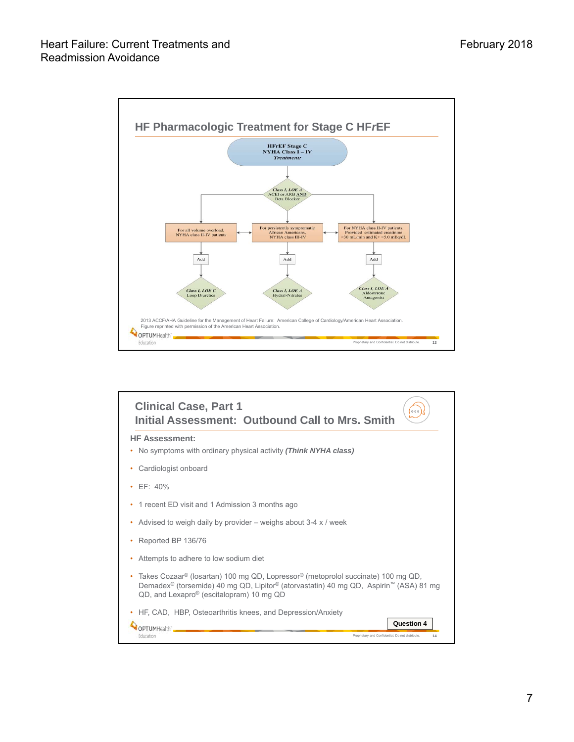## HF Pharmacologic Treatment for Stage C HF*r*EF

**HFrEF Stage C**
**NYHA Class I – IV**
***Treatment:***

↓

*Class I, LOE A*
ACEI or ARB AND
Beta Blocker

| For all volume overload, NYHA class II-IV patients | For persistently symptomatic African Americans, NYHA class III-IV | For NYHA class II-IV patients. Provided estimated creatinine >30 mL/min and K+ <5.0 mEq/dL |
|---|---|---|
| Add | Add | Add |
| *Class I, LOE C* Loop Diuretics | *Class I, LOE A* Hydral-Nitrates | *Class I, LOE A* Aldosterone Antagonist |

2013 ACCF/AHA Guideline for the Management of Heart Failure: American College of Cardiology/American Heart Association. Figure reprinted with permission of the American Heart Association.

## Clinical Case, Part 1
## Initial Assessment: Outbound Call to Mrs. Smith

**HF Assessment:**

- No symptoms with ordinary physical activity ***(Think NYHA class)***
- Cardiologist onboard
- EF: 40%
- 1 recent ED visit and 1 Admission 3 months ago
- Advised to weigh daily by provider – weighs about 3-4 x / week
- Reported BP 136/76
- Attempts to adhere to low sodium diet
- Takes Cozaar® (losartan) 100 mg QD, Lopressor® (metoprolol succinate) 100 mg QD, Demadex® (torsemide) 40 mg QD, Lipitor® (atorvastatin) 40 mg QD, Aspirin™ (ASA) 81 mg QD, and Lexapro® (escitalopram) 10 mg QD
- HF, CAD, HBP, Osteoarthritis knees, and Depression/Anxiety

**Question 4**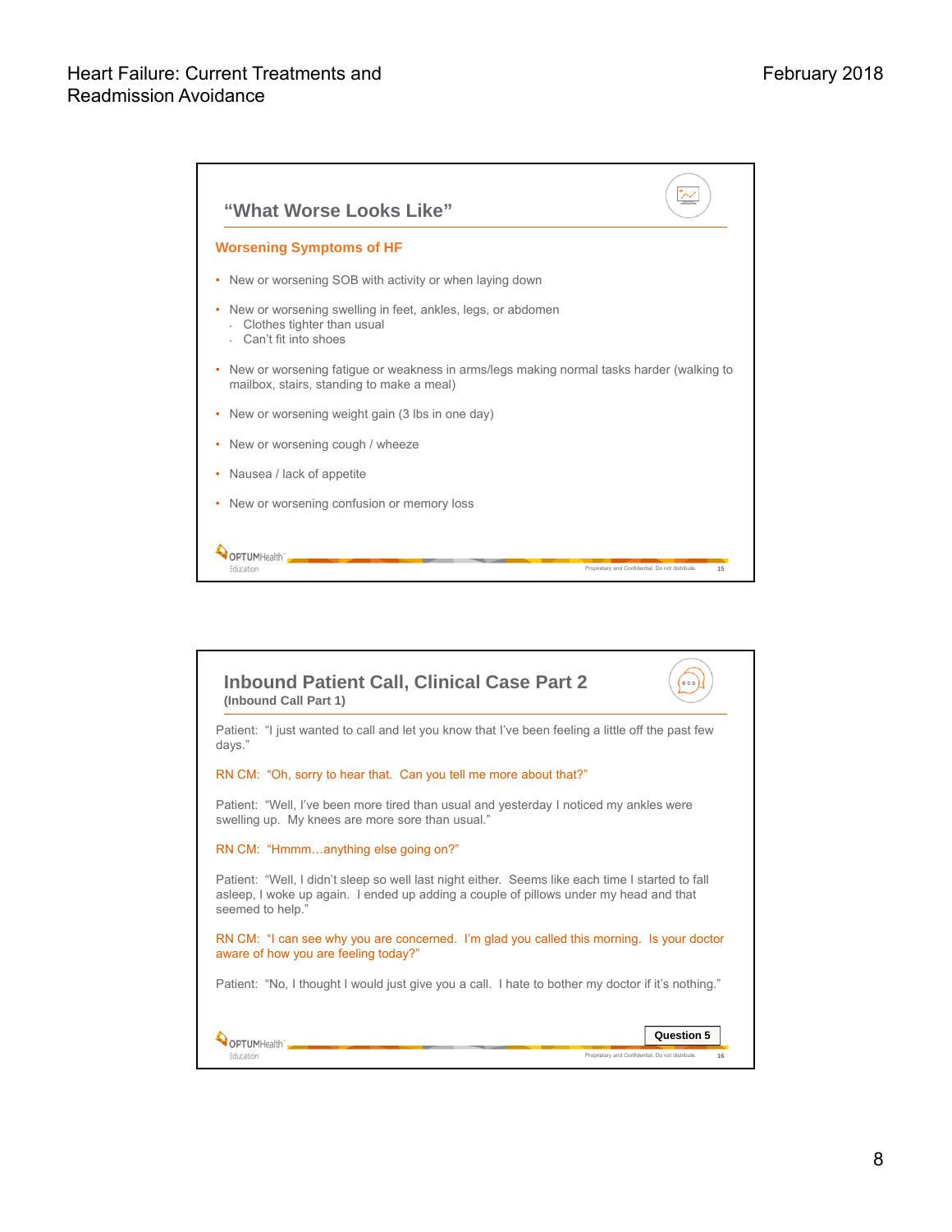## "What Worse Looks Like"

### Worsening Symptoms of HF

- New or worsening SOB with activity or when laying down
- New or worsening swelling in feet, ankles, legs, or abdomen
  - Clothes tighter than usual
  - Can't fit into shoes
- New or worsening fatigue or weakness in arms/legs making normal tasks harder (walking to mailbox, stairs, standing to make a meal)
- New or worsening weight gain (3 lbs in one day)
- New or worsening cough / wheeze
- Nausea / lack of appetite
- New or worsening confusion or memory loss

## Inbound Patient Call, Clinical Case Part 2

**(Inbound Call Part 1)**

Patient: "I just wanted to call and let you know that I've been feeling a little off the past few days."

RN CM: "Oh, sorry to hear that. Can you tell me more about that?"

Patient: "Well, I've been more tired than usual and yesterday I noticed my ankles were swelling up. My knees are more sore than usual."

RN CM: "Hmmm…anything else going on?"

Patient: "Well, I didn't sleep so well last night either. Seems like each time I started to fall asleep, I woke up again. I ended up adding a couple of pillows under my head and that seemed to help."

RN CM: "I can see why you are concerned. I'm glad you called this morning. Is your doctor aware of how you are feeling today?"

Patient: "No, I thought I would just give you a call. I hate to bother my doctor if it's nothing."

**Question 5**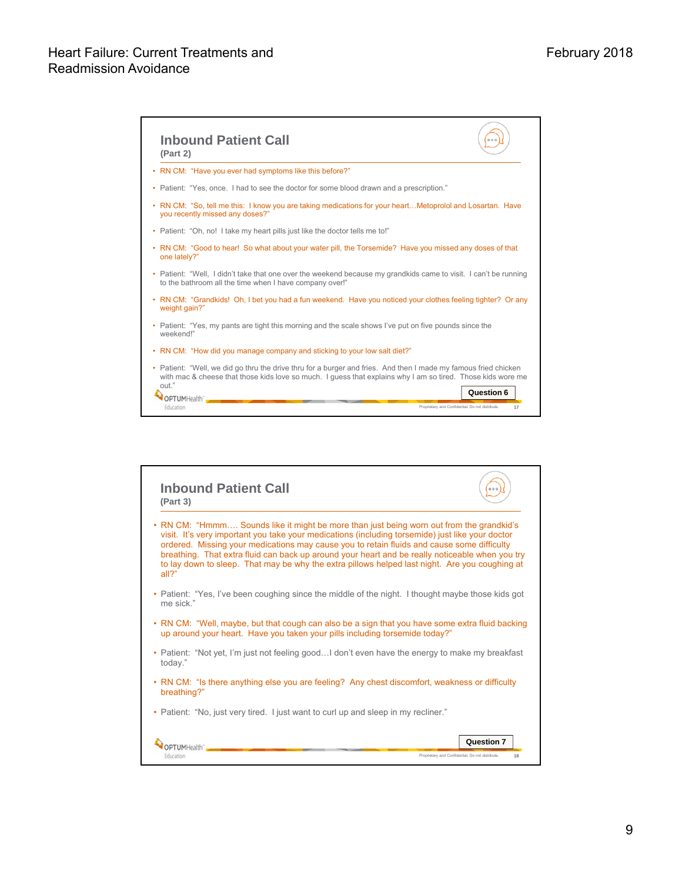## Inbound Patient Call

**(Part 2)**

- RN CM: "Have you ever had symptoms like this before?"
- Patient: "Yes, once. I had to see the doctor for some blood drawn and a prescription."
- RN CM: "So, tell me this: I know you are taking medications for your heart…Metoprolol and Losartan. Have you recently missed any doses?"
- Patient: "Oh, no! I take my heart pills just like the doctor tells me to!"
- RN CM: "Good to hear! So what about your water pill, the Torsemide? Have you missed any doses of that one lately?"
- Patient: "Well, I didn't take that one over the weekend because my grandkids came to visit. I can't be running to the bathroom all the time when I have company over!"
- RN CM: "Grandkids! Oh, I bet you had a fun weekend. Have you noticed your clothes feeling tighter? Or any weight gain?"
- Patient: "Yes, my pants are tight this morning and the scale shows I've put on five pounds since the weekend!"
- RN CM: "How did you manage company and sticking to your low salt diet?"
- Patient: "Well, we did go thru the drive thru for a burger and fries. And then I made my famous fried chicken with mac & cheese that those kids love so much. I guess that explains why I am so tired. Those kids wore me out."

**Question 6**

## Inbound Patient Call

**(Part 3)**

- RN CM: "Hmmm…. Sounds like it might be more than just being worn out from the grandkid's visit. It's very important you take your medications (including torsemide) just like your doctor ordered. Missing your medications may cause you to retain fluids and cause some difficulty breathing. That extra fluid can back up around your heart and be really noticeable when you try to lay down to sleep. That may be why the extra pillows helped last night. Are you coughing at all?"
- Patient: "Yes, I've been coughing since the middle of the night. I thought maybe those kids got me sick."
- RN CM: "Well, maybe, but that cough can also be a sign that you have some extra fluid backing up around your heart. Have you taken your pills including torsemide today?"
- Patient: "Not yet, I'm just not feeling good…I don't even have the energy to make my breakfast today."
- RN CM: "Is there anything else you are feeling? Any chest discomfort, weakness or difficulty breathing?"
- Patient: "No, just very tired. I just want to curl up and sleep in my recliner."

**Question 7**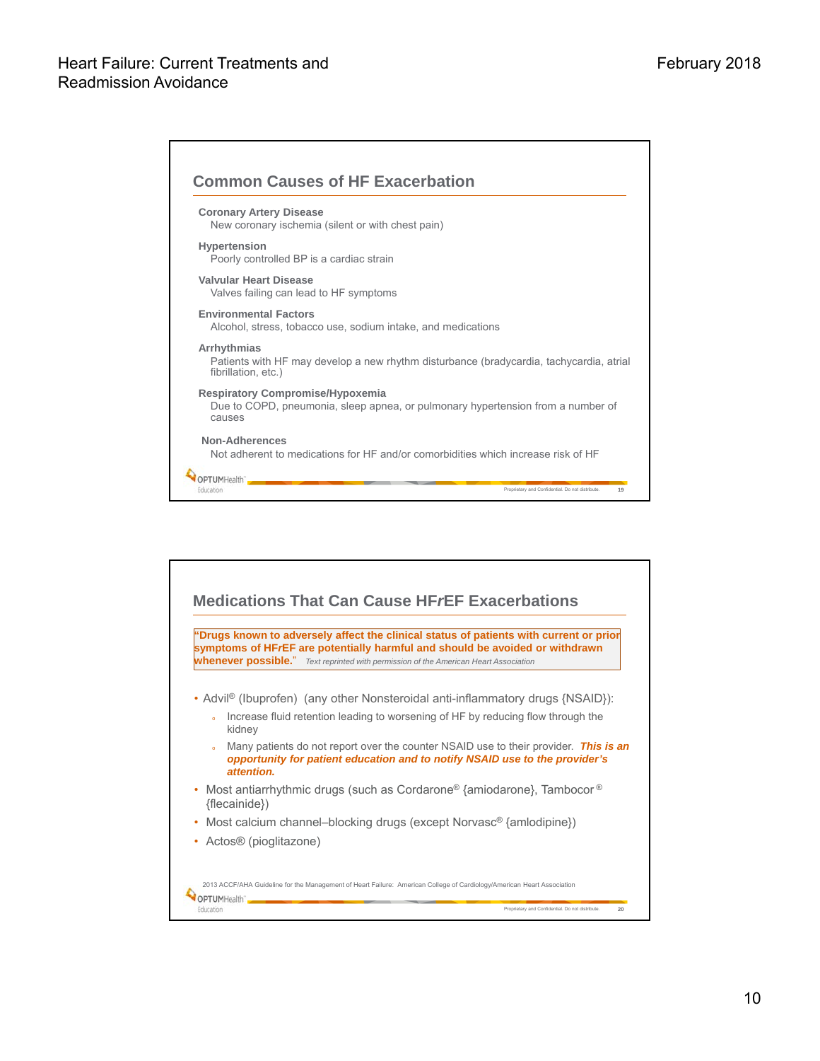## Common Causes of HF Exacerbation

**Coronary Artery Disease**
New coronary ischemia (silent or with chest pain)

**Hypertension**
Poorly controlled BP is a cardiac strain

**Valvular Heart Disease**
Valves failing can lead to HF symptoms

**Environmental Factors**
Alcohol, stress, tobacco use, sodium intake, and medications

**Arrhythmias**
Patients with HF may develop a new rhythm disturbance (bradycardia, tachycardia, atrial fibrillation, etc.)

**Respiratory Compromise/Hypoxemia**
Due to COPD, pneumonia, sleep apnea, or pulmonary hypertension from a number of causes

**Non-Adherences**
Not adherent to medications for HF and/or comorbidities which increase risk of HF

## Medications That Can Cause HF*r*EF Exacerbations

**"Drugs known to adversely affect the clinical status of patients with current or prior symptoms of HF*r*EF are potentially harmful and should be avoided or withdrawn whenever possible."** *Text reprinted with permission of the American Heart Association*

- Advil® (Ibuprofen) (any other Nonsteroidal anti-inflammatory drugs {NSAID}):
  - Increase fluid retention leading to worsening of HF by reducing flow through the kidney
  - Many patients do not report over the counter NSAID use to their provider. ***This is an opportunity for patient education and to notify NSAID use to the provider's attention.***
- Most antiarrhythmic drugs (such as Cordarone® {amiodarone}, Tambocor® {flecainide})
- Most calcium channel–blocking drugs (except Norvasc® {amlodipine})
- Actos® (pioglitazone)

2013 ACCF/AHA Guideline for the Management of Heart Failure: American College of Cardiology/American Heart Association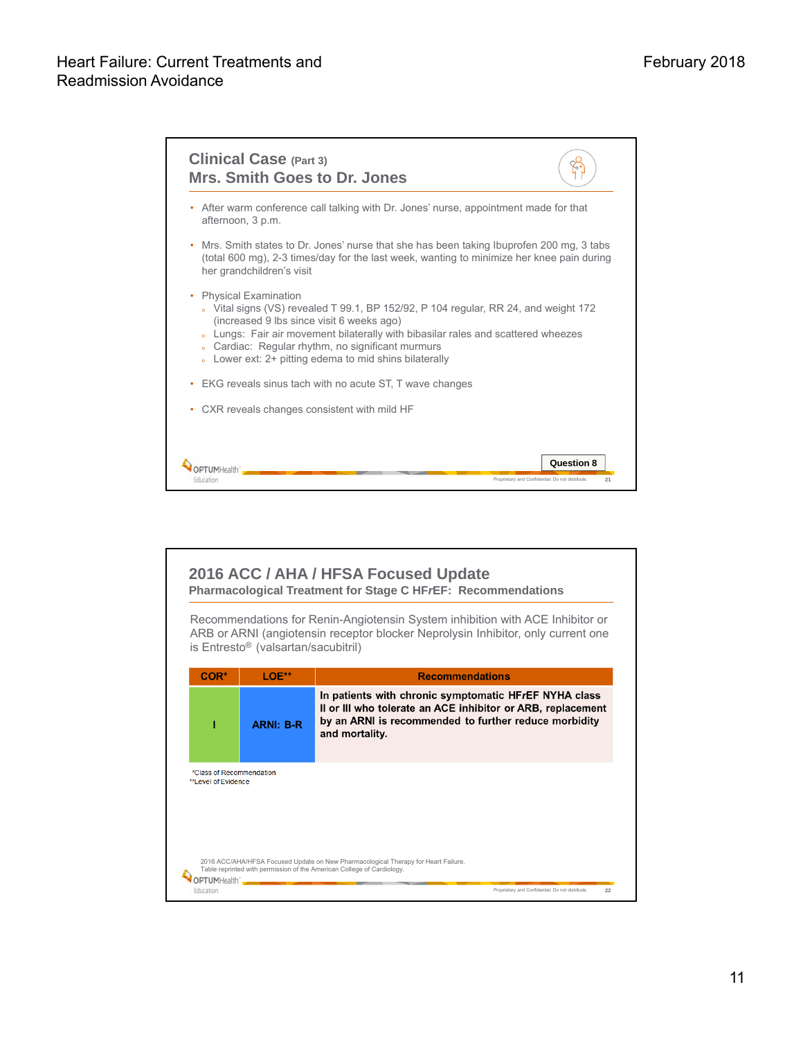## Clinical Case (Part 3)
## Mrs. Smith Goes to Dr. Jones

- After warm conference call talking with Dr. Jones' nurse, appointment made for that afternoon, 3 p.m.
- Mrs. Smith states to Dr. Jones' nurse that she has been taking Ibuprofen 200 mg, 3 tabs (total 600 mg), 2-3 times/day for the last week, wanting to minimize her knee pain during her grandchildren's visit
- Physical Examination
  - Vital signs (VS) revealed T 99.1, BP 152/92, P 104 regular, RR 24, and weight 172 (increased 9 lbs since visit 6 weeks ago)
  - Lungs: Fair air movement bilaterally with bibasilar rales and scattered wheezes
  - Cardiac: Regular rhythm, no significant murmurs
  - Lower ext: 2+ pitting edema to mid shins bilaterally
- EKG reveals sinus tach with no acute ST, T wave changes
- CXR reveals changes consistent with mild HF

Question 8

## 2016 ACC / AHA / HFSA Focused Update
### Pharmacological Treatment for Stage C HF*r*EF: Recommendations

Recommendations for Renin-Angiotensin System inhibition with ACE Inhibitor or ARB or ARNI (angiotensin receptor blocker Neprolysin Inhibitor, only current one is Entresto® (valsartan/sacubitril)

| COR* | LOE** | Recommendations |
|---|---|---|
| I | ARNI: B-R | In patients with chronic symptomatic HF*r*EF NYHA class II or III who tolerate an ACE inhibitor or ARB, replacement by an ARNI is recommended to further reduce morbidity and mortality. |

*Class of Recommendation
**Level of Evidence

2016 ACC/AHA/HFSA Focused Update on New Pharmacological Therapy for Heart Failure.
Table reprinted with permission of the American College of Cardiology.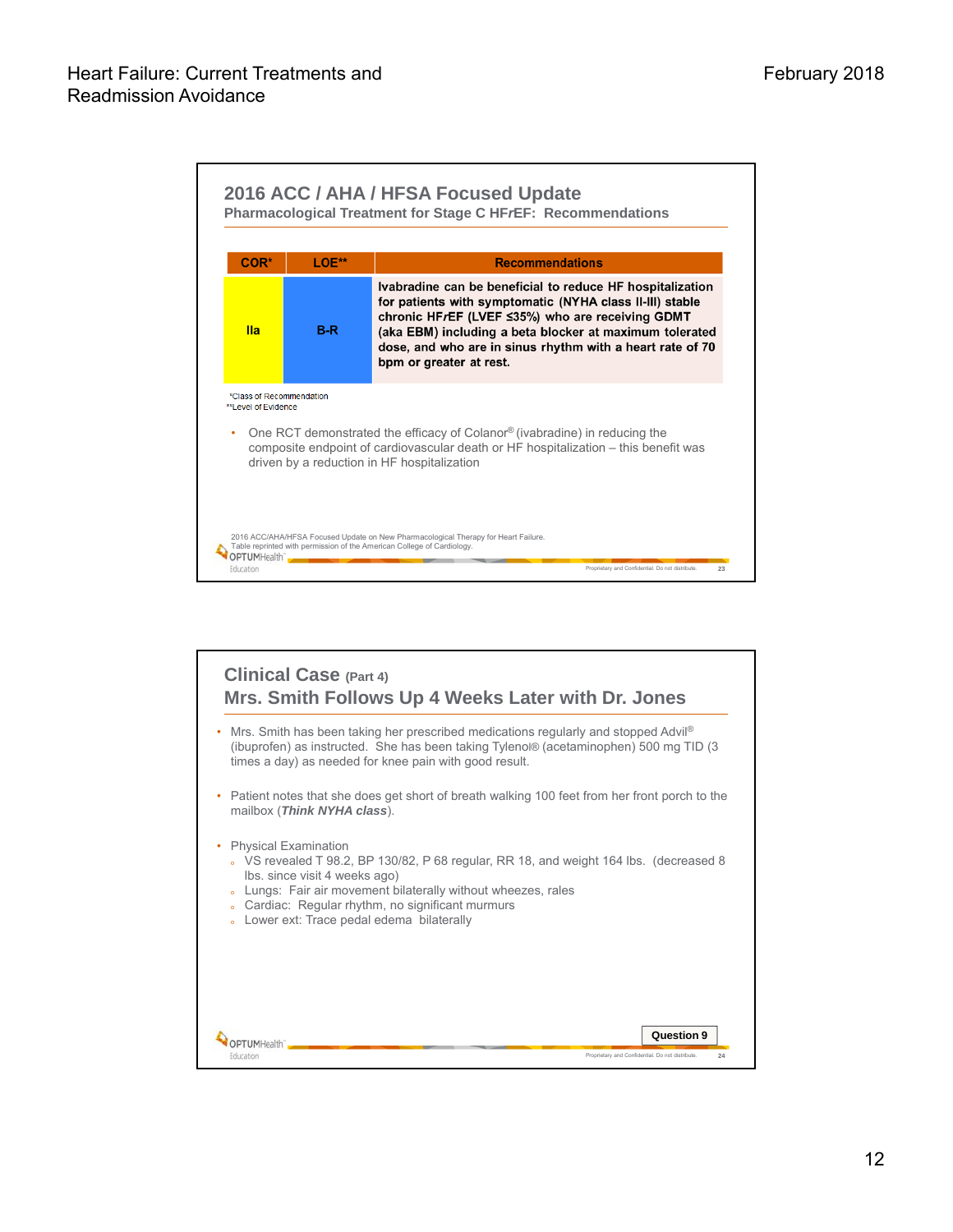## 2016 ACC / AHA / HFSA Focused Update

### Pharmacological Treatment for Stage C HF*r*EF: Recommendations

| COR* | LOE** | Recommendations |
|---|---|---|
| IIa | B-R | **Ivabradine can be beneficial to reduce HF hospitalization for patients with symptomatic (NYHA class II-III) stable chronic HF*r*EF (LVEF ≤35%) who are receiving GDMT (aka EBM) including a beta blocker at maximum tolerated dose, and who are in sinus rhythm with a heart rate of 70 bpm or greater at rest.** |

*Class of Recommendation
**Level of Evidence

- One RCT demonstrated the efficacy of Colanor® (ivabradine) in reducing the composite endpoint of cardiovascular death or HF hospitalization – this benefit was driven by a reduction in HF hospitalization

2016 ACC/AHA/HFSA Focused Update on New Pharmacological Therapy for Heart Failure.
Table reprinted with permission of the American College of Cardiology.

## Clinical Case (Part 4)

### Mrs. Smith Follows Up 4 Weeks Later with Dr. Jones

- Mrs. Smith has been taking her prescribed medications regularly and stopped Advil® (ibuprofen) as instructed. She has been taking Tylenol® (acetaminophen) 500 mg TID (3 times a day) as needed for knee pain with good result.
- Patient notes that she does get short of breath walking 100 feet from her front porch to the mailbox (***Think NYHA class***).
- Physical Examination
  - VS revealed T 98.2, BP 130/82, P 68 regular, RR 18, and weight 164 lbs. (decreased 8 lbs. since visit 4 weeks ago)
  - Lungs: Fair air movement bilaterally without wheezes, rales
  - Cardiac: Regular rhythm, no significant murmurs
  - Lower ext: Trace pedal edema bilaterally

**Question 9**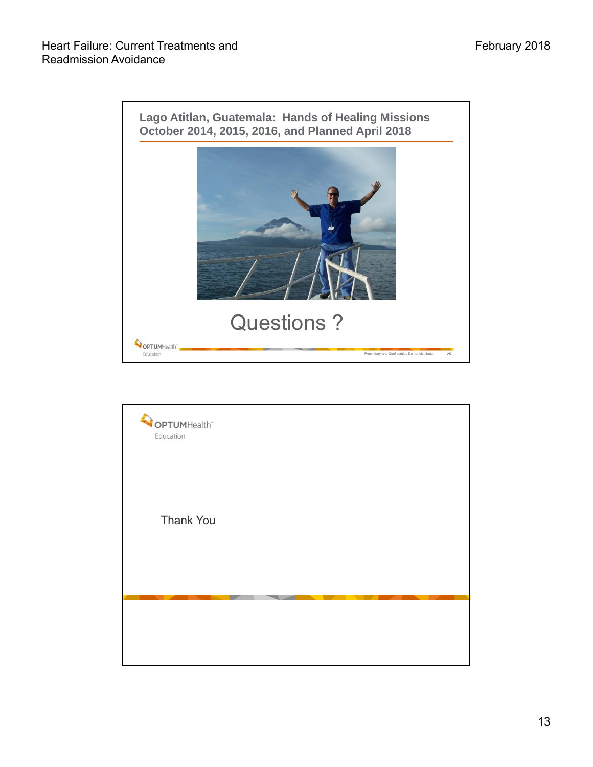## Lago Atitlan, Guatemala: Hands of Healing Missions October 2014, 2015, 2016, and Planned April 2018

Questions ?

Proprietary and Confidential. Do not distribute.

Thank You